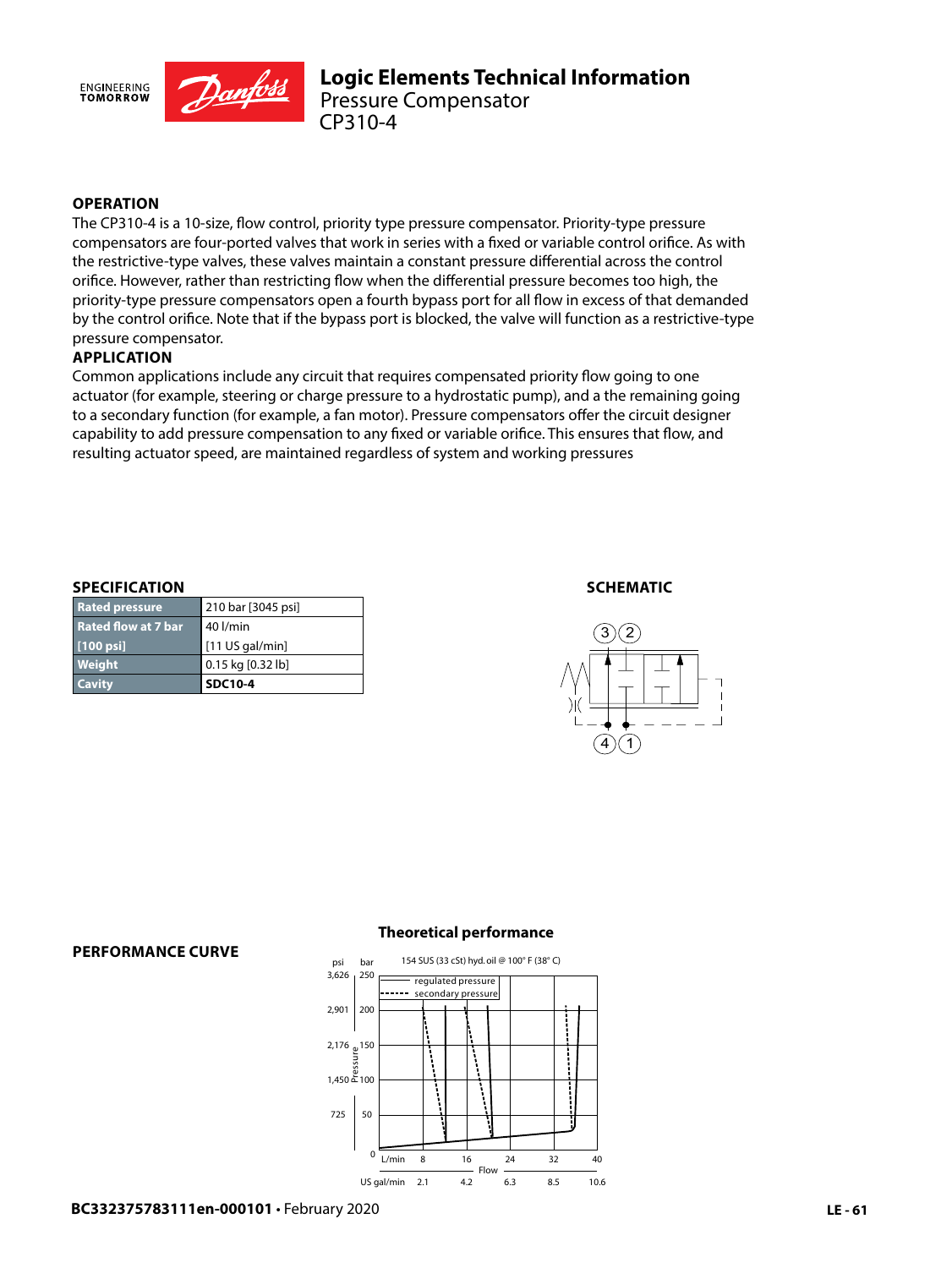# Logic Elements Technical Information
Pressure Compensator
CP310-4

## OPERATION

The CP310-4 is a 10-size, flow control, priority type pressure compensator. Priority-type pressure compensators are four-ported valves that work in series with a fixed or variable control orifice. As with the restrictive-type valves, these valves maintain a constant pressure differential across the control orifice. However, rather than restricting flow when the differential pressure becomes too high, the priority-type pressure compensators open a fourth bypass port for all flow in excess of that demanded by the control orifice. Note that if the bypass port is blocked, the valve will function as a restrictive-type pressure compensator.

## APPLICATION

Common applications include any circuit that requires compensated priority flow going to one actuator (for example, steering or charge pressure to a hydrostatic pump), and a the remaining going to a secondary function (for example, a fan motor). Pressure compensators offer the circuit designer capability to add pressure compensation to any fixed or variable orifice. This ensures that flow, and resulting actuator speed, are maintained regardless of system and working pressures

## SPECIFICATION

| | |
|---|---|
| Rated pressure | 210 bar [3045 psi] |
| Rated flow at 7 bar [100 psi] | 40 l/min [11 US gal/min] |
| Weight | 0.15 kg [0.32 lb] |
| Cavity | **SDC10-4** |

## SCHEMATIC

## PERFORMANCE CURVE

**Theoretical performance**

154 SUS (33 cSt) hyd. oil @ 100° F (38° C)

Legend: regulated pressure; secondary pressure

Pressure: psi 0, 725, 1,450, 2,176, 2,901, 3,626 / bar 0, 50, 100, 150, 200, 250

Flow: L/min 8, 16, 24, 32, 40 / US gal/min 2.1, 4.2, 6.3, 8.5, 10.6

BC332375783111en-000101 • February 2020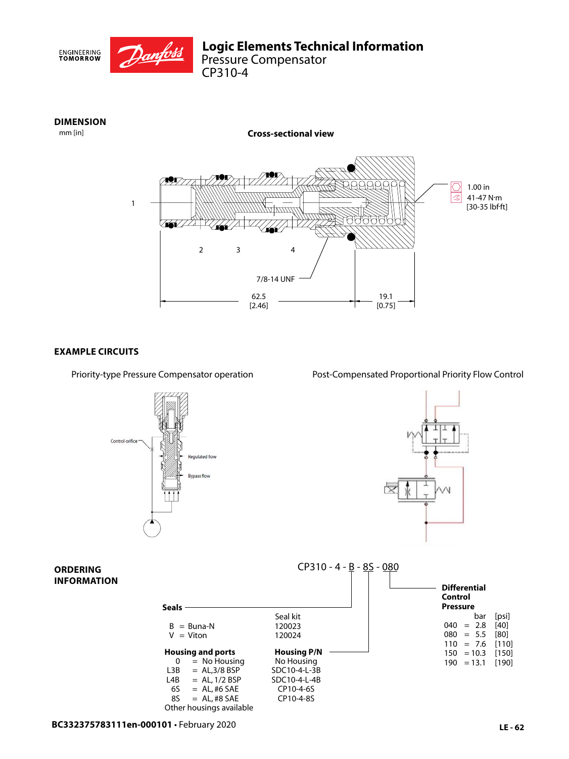# Logic Elements Technical Information
Pressure Compensator
CP310-4

## DIMENSION

mm [in]

**Cross-sectional view**

1

2

3

4

7/8-14 UNF

62.5
[2.46]

19.1
[0.75]

1.00 in
41-47 N·m
[30-35 lbf·ft]

## EXAMPLE CIRCUITS

Priority-type Pressure Compensator operation

Control orifice

Regulated flow

Bypass flow

Post-Compensated Proportional Priority Flow Control

## ORDERING INFORMATION

CP310 - 4 - B - 8S - 080

**Seals**

| | Seal kit |
|---|---|
| B = Buna-N | 120023 |
| V = Viton | 120024 |

**Housing and ports**

| Housing and ports | Housing P/N |
|---|---|
| 0 = No Housing | No Housing |
| L3B = AL,3/8 BSP | SDC10-4-L-3B |
| L4B = AL, 1/2 BSP | SDC10-4-L-4B |
| 6S = AL, #6 SAE | CP10-4-6S |
| 8S = AL, #8 SAE | CP10-4-8S |

Other housings available

**Differential Control Pressure**

| | bar | [psi] |
|---|---|---|
| 040 | = 2.8 | [40] |
| 080 | = 5.5 | [80] |
| 110 | = 7.6 | [110] |
| 150 | = 10.3 | [150] |
| 190 | = 13.1 | [190] |

**BC332375783111en-000101** • February 2020